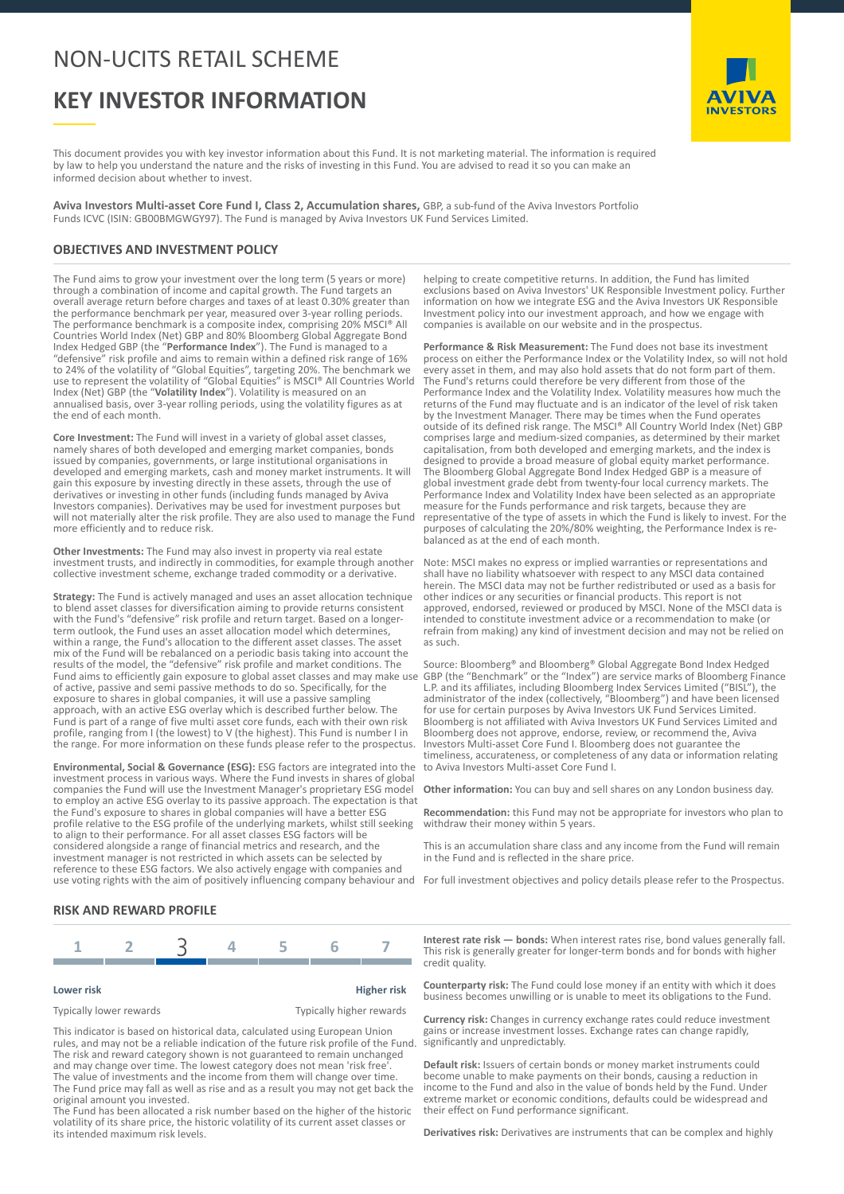NON-UCITS RETAIL SCHEME

# KEY INVESTOR INFORMATION

This document provides you with key investor information about this Fund. It is not marketing material. The information is required by law to help you understand the nature and the risks of investing in this Fund. You are advised to read it so you can make an informed decision about whether to invest.

**Aviva Investors Multi-asset Core Fund I, Class 2, Accumulation shares,** GBP, a sub-fund of the Aviva Investors Portfolio Funds ICVC (ISIN: GB00BMGWGY97). The Fund is managed by Aviva Investors UK Fund Services Limited.

## OBJECTIVES AND INVESTMENT POLICY

The Fund aims to grow your investment over the long term (5 years or more) through a combination of income and capital growth. The Fund targets an overall average return before charges and taxes of at least 0.30% greater than the performance benchmark per year, measured over 3-year rolling periods. The performance benchmark is a composite index, comprising 20% MSCI® All Countries World Index (Net) GBP and 80% Bloomberg Global Aggregate Bond Index Hedged GBP (the "**Performance Index**"). The Fund is managed to a "defensive" risk profile and aims to remain within a defined risk range of 16% to 24% of the volatility of "Global Equities", targeting 20%. The benchmark we use to represent the volatility of "Global Equities" is MSCI® All Countries World Index (Net) GBP (the "**Volatility Index**"). Volatility is measured on an annualised basis, over 3-year rolling periods, using the volatility figures as at the end of each month.

**Core Investment:** The Fund will invest in a variety of global asset classes, namely shares of both developed and emerging market companies, bonds issued by companies, governments, or large institutional organisations in developed and emerging markets, cash and money market instruments. It will gain this exposure by investing directly in these assets, through the use of derivatives or investing in other funds (including funds managed by Aviva Investors companies). Derivatives may be used for investment purposes but will not materially alter the risk profile. They are also used to manage the Fund more efficiently and to reduce risk.

**Other Investments:** The Fund may also invest in property via real estate investment trusts, and indirectly in commodities, for example through another collective investment scheme, exchange traded commodity or a derivative.

**Strategy:** The Fund is actively managed and uses an asset allocation technique to blend asset classes for diversification aiming to provide returns consistent with the Fund's "defensive" risk profile and return target. Based on a longer-term outlook, the Fund uses an asset allocation model which determines, within a range, the Fund's allocation to the different asset classes. The asset mix of the Fund will be rebalanced on a periodic basis taking into account the results of the model, the "defensive" risk profile and market conditions. The Fund aims to efficiently gain exposure to global asset classes and may make use of active, passive and semi passive methods to do so. Specifically, for the exposure to shares in global companies, it will use a passive sampling approach, with an active ESG overlay which is described further below. The Fund is part of a range of five multi asset core funds, each with their own risk profile, ranging from I (the lowest) to V (the highest). This Fund is number I in the range. For more information on these funds please refer to the prospectus.

**Environmental, Social & Governance (ESG):** ESG factors are integrated into the investment process in various ways. Where the Fund invests in shares of global companies the Fund will use the Investment Manager's proprietary ESG model to employ an active ESG overlay to its passive approach. The expectation is that the Fund's exposure to shares in global companies will have a better ESG profile relative to the ESG profile of the underlying markets, whilst still seeking to align to their performance. For all asset classes ESG factors will be considered alongside a range of financial metrics and research, and the investment manager is not restricted in which assets can be selected by reference to these ESG factors. We also actively engage with companies and use voting rights with the aim of positively influencing company behaviour and helping to create competitive returns. In addition, the Fund has limited exclusions based on Aviva Investors' UK Responsible Investment policy. Further information on how we integrate ESG and the Aviva Investors UK Responsible Investment policy into our investment approach, and how we engage with companies is available on our website and in the prospectus.

**Performance & Risk Measurement:** The Fund does not base its investment process on either the Performance Index or the Volatility Index, so will not hold every asset in them, and may also hold assets that do not form part of them. The Fund's returns could therefore be very different from those of the Performance Index and the Volatility Index. Volatility measures how much the returns of the Fund may fluctuate and is an indicator of the level of risk taken by the Investment Manager. There may be times when the Fund operates outside of its defined risk range. The MSCI® All Country World Index (Net) GBP comprises large and medium-sized companies, as determined by their market capitalisation, from both developed and emerging markets, and the index is designed to provide a broad measure of global equity market performance. The Bloomberg Global Aggregate Bond Index Hedged GBP is a measure of global investment grade debt from twenty-four local currency markets. The Performance Index and Volatility Index have been selected as an appropriate measure for the Funds performance and risk targets, because they are representative of the type of assets in which the Fund is likely to invest. For the purposes of calculating the 20%/80% weighting, the Performance Index is re-balanced as at the end of each month.

Note: MSCI makes no express or implied warranties or representations and shall have no liability whatsoever with respect to any MSCI data contained herein. The MSCI data may not be further redistributed or used as a basis for other indices or any securities or financial products. This report is not approved, endorsed, reviewed or produced by MSCI. None of the MSCI data is intended to constitute investment advice or a recommendation to make (or refrain from making) any kind of investment decision and may not be relied on as such.

Source: Bloomberg® and Bloomberg® Global Aggregate Bond Index Hedged GBP (the "Benchmark" or the "Index") are service marks of Bloomberg Finance L.P. and its affiliates, including Bloomberg Index Services Limited ("BISL"), the administrator of the index (collectively, "Bloomberg") and have been licensed for use for certain purposes by Aviva Investors UK Fund Services Limited. Bloomberg is not affiliated with Aviva Investors UK Fund Services Limited and Bloomberg does not approve, endorse, review, or recommend the, Aviva Investors Multi-asset Core Fund I. Bloomberg does not guarantee the timeliness, accurateness, or completeness of any data or information relating to Aviva Investors Multi-asset Core Fund I.

**Other information:** You can buy and sell shares on any London business day.

**Recommendation:** this Fund may not be appropriate for investors who plan to withdraw their money within 5 years.

This is an accumulation share class and any income from the Fund will remain in the Fund and is reflected in the share price.

For full investment objectives and policy details please refer to the Prospectus.

## RISK AND REWARD PROFILE

| 1 | 2 | **3** | 4 | 5 | 6 | 7 |
|---|---|---|---|---|---|---|

**Lower risk** — **Higher risk**

Typically lower rewards — Typically higher rewards

This indicator is based on historical data, calculated using European Union rules, and may not be a reliable indication of the future risk profile of the Fund. The risk and reward category shown is not guaranteed to remain unchanged and may change over time. The lowest category does not mean 'risk free'. The value of investments and the income from them will change over time. The Fund price may fall as well as rise and as a result you may not get back the original amount you invested.
The Fund has been allocated a risk number based on the higher of the historic volatility of its share price, the historic volatility of its current asset classes or its intended maximum risk levels.

**Interest rate risk — bonds:** When interest rates rise, bond values generally fall. This risk is generally greater for longer-term bonds and for bonds with higher credit quality.

**Counterparty risk:** The Fund could lose money if an entity with which it does business becomes unwilling or is unable to meet its obligations to the Fund.

**Currency risk:** Changes in currency exchange rates could reduce investment gains or increase investment losses. Exchange rates can change rapidly, significantly and unpredictably.

**Default risk:** Issuers of certain bonds or money market instruments could become unable to make payments on their bonds, causing a reduction in income to the Fund and also in the value of bonds held by the Fund. Under extreme market or economic conditions, defaults could be widespread and their effect on Fund performance significant.

**Derivatives risk:** Derivatives are instruments that can be complex and highly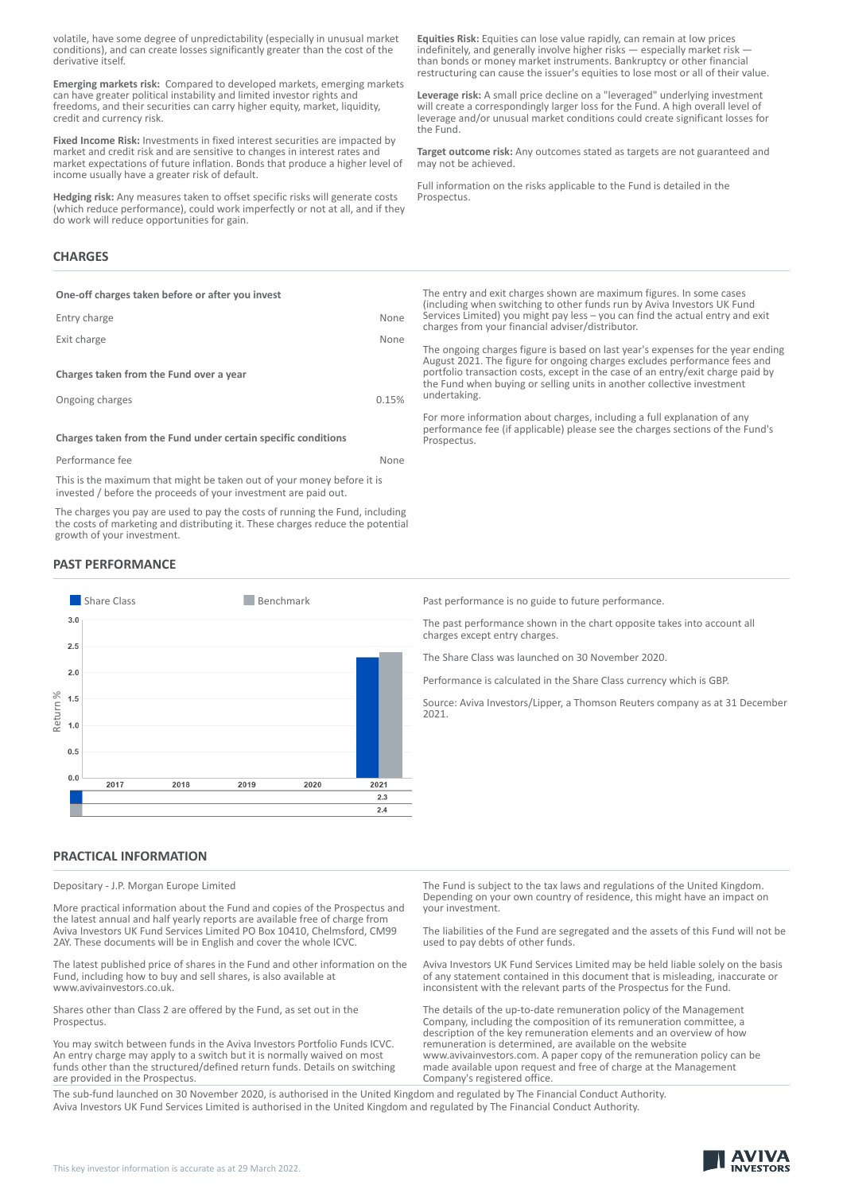volatile, have some degree of unpredictability (especially in unusual market conditions), and can create losses significantly greater than the cost of the derivative itself.

**Emerging markets risk:** Compared to developed markets, emerging markets can have greater political instability and limited investor rights and freedoms, and their securities can carry higher equity, market, liquidity, credit and currency risk.

**Fixed Income Risk:** Investments in fixed interest securities are impacted by market and credit risk and are sensitive to changes in interest rates and market expectations of future inflation. Bonds that produce a higher level of income usually have a greater risk of default.

**Hedging risk:** Any measures taken to offset specific risks will generate costs (which reduce performance), could work imperfectly or not at all, and if they do work will reduce opportunities for gain.

**Equities Risk:** Equities can lose value rapidly, can remain at low prices indefinitely, and generally involve higher risks — especially market risk — than bonds or money market instruments. Bankruptcy or other financial restructuring can cause the issuer's equities to lose most or all of their value.

**Leverage risk:** A small price decline on a "leveraged" underlying investment will create a correspondingly larger loss for the Fund. A high overall level of leverage and/or unusual market conditions could create significant losses for the Fund.

**Target outcome risk:** Any outcomes stated as targets are not guaranteed and may not be achieved.

Full information on the risks applicable to the Fund is detailed in the Prospectus.

## CHARGES

| | |
|---|---|
| **One-off charges taken before or after you invest** | |
| Entry charge | None |
| Exit charge | None |
| **Charges taken from the Fund over a year** | |
| Ongoing charges | 0.15% |
| **Charges taken from the Fund under certain specific conditions** | |
| Performance fee | None |

This is the maximum that might be taken out of your money before it is invested / before the proceeds of your investment are paid out.

The charges you pay are used to pay the costs of running the Fund, including the costs of marketing and distributing it. These charges reduce the potential growth of your investment.

The entry and exit charges shown are maximum figures. In some cases (including when switching to other funds run by Aviva Investors UK Fund Services Limited) you might pay less – you can find the actual entry and exit charges from your financial adviser/distributor.

The ongoing charges figure is based on last year's expenses for the year ending August 2021. The figure for ongoing charges excludes performance fees and portfolio transaction costs, except in the case of an entry/exit charge paid by the Fund when buying or selling units in another collective investment undertaking.

For more information about charges, including a full explanation of any performance fee (if applicable) please see the charges sections of the Fund's Prospectus.

## PAST PERFORMANCE

Share Class
Benchmark
Return %
3.0
2.5
2.0
1.5
1.0
0.5
0.0
2017 2018 2019 2020 2021
2.3
2.4

Past performance is no guide to future performance.

The past performance shown in the chart opposite takes into account all charges except entry charges.

The Share Class was launched on 30 November 2020.

Performance is calculated in the Share Class currency which is GBP.

Source: Aviva Investors/Lipper, a Thomson Reuters company as at 31 December 2021.

## PRACTICAL INFORMATION

Depositary - J.P. Morgan Europe Limited

More practical information about the Fund and copies of the Prospectus and the latest annual and half yearly reports are available free of charge from Aviva Investors UK Fund Services Limited PO Box 10410, Chelmsford, CM99 2AY. These documents will be in English and cover the whole ICVC.

The latest published price of shares in the Fund and other information on the Fund, including how to buy and sell shares, is also available at www.avivainvestors.co.uk.

Shares other than Class 2 are offered by the Fund, as set out in the Prospectus.

You may switch between funds in the Aviva Investors Portfolio Funds ICVC. An entry charge may apply to a switch but it is normally waived on most funds other than the structured/defined return funds. Details on switching are provided in the Prospectus.

The Fund is subject to the tax laws and regulations of the United Kingdom. Depending on your own country of residence, this might have an impact on your investment.

The liabilities of the Fund are segregated and the assets of this Fund will not be used to pay debts of other funds.

Aviva Investors UK Fund Services Limited may be held liable solely on the basis of any statement contained in this document that is misleading, inaccurate or inconsistent with the relevant parts of the Prospectus for the Fund.

The details of the up-to-date remuneration policy of the Management Company, including the composition of its remuneration committee, a description of the key remuneration elements and an overview of how remuneration is determined, are available on the website www.avivainvestors.com. A paper copy of the remuneration policy can be made available upon request and free of charge at the Management Company's registered office.

The sub-fund launched on 30 November 2020, is authorised in the United Kingdom and regulated by The Financial Conduct Authority.
Aviva Investors UK Fund Services Limited is authorised in the United Kingdom and regulated by The Financial Conduct Authority.

This key investor information is accurate as at 29 March 2022.